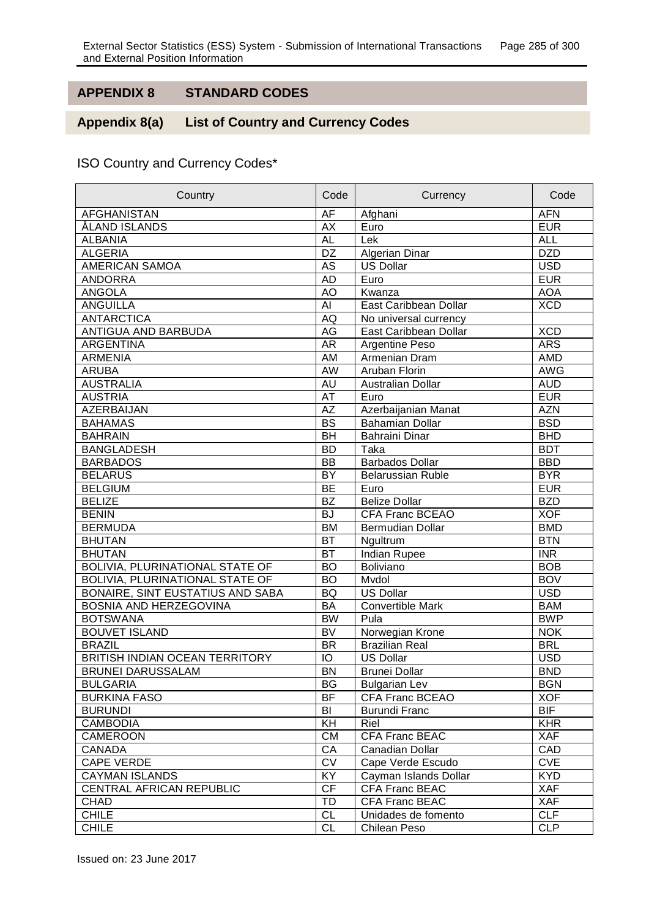# APPENDIX 8 STANDARD CODES

## Appendix 8(a) List of Country and Currency Codes

ISO Country and Currency Codes*

| Country | Code | Currency | Code |
|---|---|---|---|
| AFGHANISTAN | AF | Afghani | AFN |
| ÅLAND ISLANDS | AX | Euro | EUR |
| ALBANIA | AL | Lek | ALL |
| ALGERIA | DZ | Algerian Dinar | DZD |
| AMERICAN SAMOA | AS | US Dollar | USD |
| ANDORRA | AD | Euro | EUR |
| ANGOLA | AO | Kwanza | AOA |
| ANGUILLA | AI | East Caribbean Dollar | XCD |
| ANTARCTICA | AQ | No universal currency | |
| ANTIGUA AND BARBUDA | AG | East Caribbean Dollar | XCD |
| ARGENTINA | AR | Argentine Peso | ARS |
| ARMENIA | AM | Armenian Dram | AMD |
| ARUBA | AW | Aruban Florin | AWG |
| AUSTRALIA | AU | Australian Dollar | AUD |
| AUSTRIA | AT | Euro | EUR |
| AZERBAIJAN | AZ | Azerbaijanian Manat | AZN |
| BAHAMAS | BS | Bahamian Dollar | BSD |
| BAHRAIN | BH | Bahraini Dinar | BHD |
| BANGLADESH | BD | Taka | BDT |
| BARBADOS | BB | Barbados Dollar | BBD |
| BELARUS | BY | Belarussian Ruble | BYR |
| BELGIUM | BE | Euro | EUR |
| BELIZE | BZ | Belize Dollar | BZD |
| BENIN | BJ | CFA Franc BCEAO | XOF |
| BERMUDA | BM | Bermudian Dollar | BMD |
| BHUTAN | BT | Ngultrum | BTN |
| BHUTAN | BT | Indian Rupee | INR |
| BOLIVIA, PLURINATIONAL STATE OF | BO | Boliviano | BOB |
| BOLIVIA, PLURINATIONAL STATE OF | BO | Mvdol | BOV |
| BONAIRE, SINT EUSTATIUS AND SABA | BQ | US Dollar | USD |
| BOSNIA AND HERZEGOVINA | BA | Convertible Mark | BAM |
| BOTSWANA | BW | Pula | BWP |
| BOUVET ISLAND | BV | Norwegian Krone | NOK |
| BRAZIL | BR | Brazilian Real | BRL |
| BRITISH INDIAN OCEAN TERRITORY | IO | US Dollar | USD |
| BRUNEI DARUSSALAM | BN | Brunei Dollar | BND |
| BULGARIA | BG | Bulgarian Lev | BGN |
| BURKINA FASO | BF | CFA Franc BCEAO | XOF |
| BURUNDI | BI | Burundi Franc | BIF |
| CAMBODIA | KH | Riel | KHR |
| CAMEROON | CM | CFA Franc BEAC | XAF |
| CANADA | CA | Canadian Dollar | CAD |
| CAPE VERDE | CV | Cape Verde Escudo | CVE |
| CAYMAN ISLANDS | KY | Cayman Islands Dollar | KYD |
| CENTRAL AFRICAN REPUBLIC | CF | CFA Franc BEAC | XAF |
| CHAD | TD | CFA Franc BEAC | XAF |
| CHILE | CL | Unidades de fomento | CLF |
| CHILE | CL | Chilean Peso | CLP |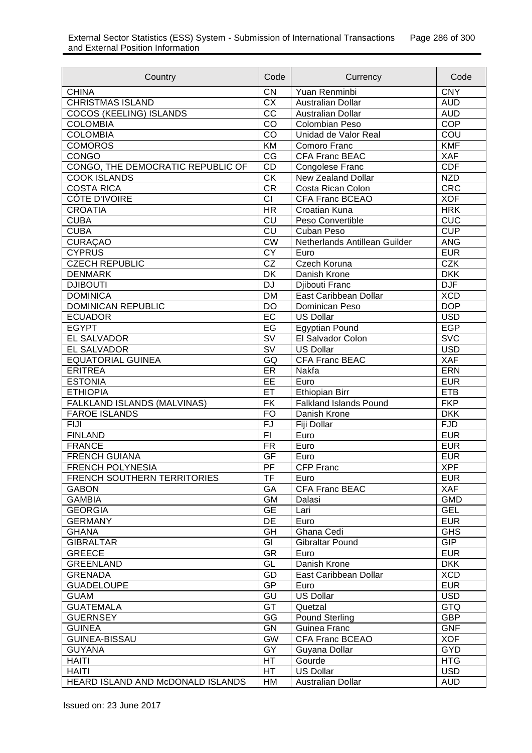| Country | Code | Currency | Code |
| --- | --- | --- | --- |
| CHINA | CN | Yuan Renminbi | CNY |
| CHRISTMAS ISLAND | CX | Australian Dollar | AUD |
| COCOS (KEELING) ISLANDS | CC | Australian Dollar | AUD |
| COLOMBIA | CO | Colombian Peso | COP |
| COLOMBIA | CO | Unidad de Valor Real | COU |
| COMOROS | KM | Comoro Franc | KMF |
| CONGO | CG | CFA Franc BEAC | XAF |
| CONGO, THE DEMOCRATIC REPUBLIC OF | CD | Congolese Franc | CDF |
| COOK ISLANDS | CK | New Zealand Dollar | NZD |
| COSTA RICA | CR | Costa Rican Colon | CRC |
| CÔTE D'IVOIRE | CI | CFA Franc BCEAO | XOF |
| CROATIA | HR | Croatian Kuna | HRK |
| CUBA | CU | Peso Convertible | CUC |
| CUBA | CU | Cuban Peso | CUP |
| CURAÇAO | CW | Netherlands Antillean Guilder | ANG |
| CYPRUS | CY | Euro | EUR |
| CZECH REPUBLIC | CZ | Czech Koruna | CZK |
| DENMARK | DK | Danish Krone | DKK |
| DJIBOUTI | DJ | Djibouti Franc | DJF |
| DOMINICA | DM | East Caribbean Dollar | XCD |
| DOMINICAN REPUBLIC | DO | Dominican Peso | DOP |
| ECUADOR | EC | US Dollar | USD |
| EGYPT | EG | Egyptian Pound | EGP |
| EL SALVADOR | SV | El Salvador Colon | SVC |
| EL SALVADOR | SV | US Dollar | USD |
| EQUATORIAL GUINEA | GQ | CFA Franc BEAC | XAF |
| ERITREA | ER | Nakfa | ERN |
| ESTONIA | EE | Euro | EUR |
| ETHIOPIA | ET | Ethiopian Birr | ETB |
| FALKLAND ISLANDS (MALVINAS) | FK | Falkland Islands Pound | FKP |
| FAROE ISLANDS | FO | Danish Krone | DKK |
| FIJI | FJ | Fiji Dollar | FJD |
| FINLAND | FI | Euro | EUR |
| FRANCE | FR | Euro | EUR |
| FRENCH GUIANA | GF | Euro | EUR |
| FRENCH POLYNESIA | PF | CFP Franc | XPF |
| FRENCH SOUTHERN TERRITORIES | TF | Euro | EUR |
| GABON | GA | CFA Franc BEAC | XAF |
| GAMBIA | GM | Dalasi | GMD |
| GEORGIA | GE | Lari | GEL |
| GERMANY | DE | Euro | EUR |
| GHANA | GH | Ghana Cedi | GHS |
| GIBRALTAR | GI | Gibraltar Pound | GIP |
| GREECE | GR | Euro | EUR |
| GREENLAND | GL | Danish Krone | DKK |
| GRENADA | GD | East Caribbean Dollar | XCD |
| GUADELOUPE | GP | Euro | EUR |
| GUAM | GU | US Dollar | USD |
| GUATEMALA | GT | Quetzal | GTQ |
| GUERNSEY | GG | Pound Sterling | GBP |
| GUINEA | GN | Guinea Franc | GNF |
| GUINEA-BISSAU | GW | CFA Franc BCEAO | XOF |
| GUYANA | GY | Guyana Dollar | GYD |
| HAITI | HT | Gourde | HTG |
| HAITI | HT | US Dollar | USD |
| HEARD ISLAND AND McDONALD ISLANDS | HM | Australian Dollar | AUD |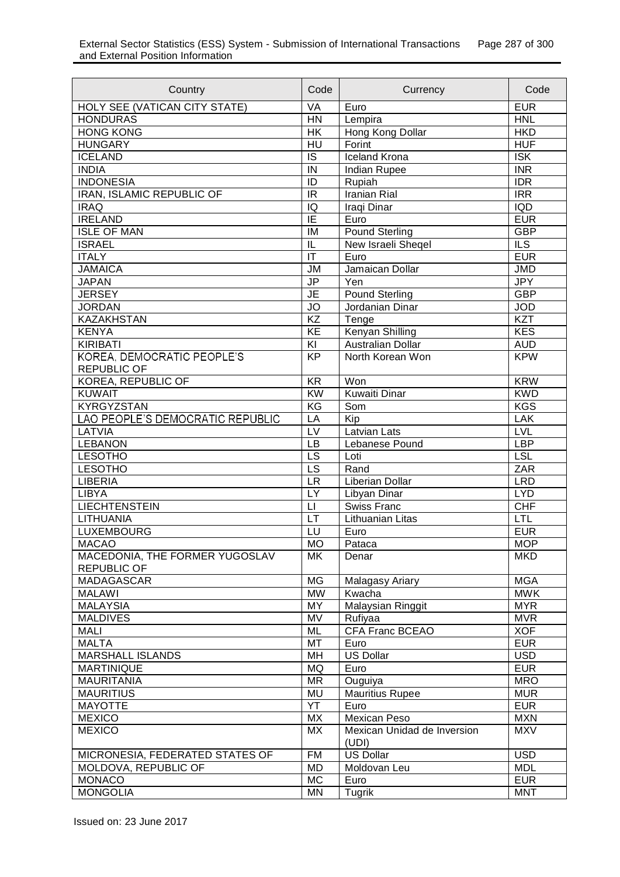| Country | Code | Currency | Code |
|---|---|---|---|
| HOLY SEE (VATICAN CITY STATE) | VA | Euro | EUR |
| HONDURAS | HN | Lempira | HNL |
| HONG KONG | HK | Hong Kong Dollar | HKD |
| HUNGARY | HU | Forint | HUF |
| ICELAND | IS | Iceland Krona | ISK |
| INDIA | IN | Indian Rupee | INR |
| INDONESIA | ID | Rupiah | IDR |
| IRAN, ISLAMIC REPUBLIC OF | IR | Iranian Rial | IRR |
| IRAQ | IQ | Iraqi Dinar | IQD |
| IRELAND | IE | Euro | EUR |
| ISLE OF MAN | IM | Pound Sterling | GBP |
| ISRAEL | IL | New Israeli Sheqel | ILS |
| ITALY | IT | Euro | EUR |
| JAMAICA | JM | Jamaican Dollar | JMD |
| JAPAN | JP | Yen | JPY |
| JERSEY | JE | Pound Sterling | GBP |
| JORDAN | JO | Jordanian Dinar | JOD |
| KAZAKHSTAN | KZ | Tenge | KZT |
| KENYA | KE | Kenyan Shilling | KES |
| KIRIBATI | KI | Australian Dollar | AUD |
| KOREA, DEMOCRATIC PEOPLE'S REPUBLIC OF | KP | North Korean Won | KPW |
| KOREA, REPUBLIC OF | KR | Won | KRW |
| KUWAIT | KW | Kuwaiti Dinar | KWD |
| KYRGYZSTAN | KG | Som | KGS |
| LAO PEOPLE'S DEMOCRATIC REPUBLIC | LA | Kip | LAK |
| LATVIA | LV | Latvian Lats | LVL |
| LEBANON | LB | Lebanese Pound | LBP |
| LESOTHO | LS | Loti | LSL |
| LESOTHO | LS | Rand | ZAR |
| LIBERIA | LR | Liberian Dollar | LRD |
| LIBYA | LY | Libyan Dinar | LYD |
| LIECHTENSTEIN | LI | Swiss Franc | CHF |
| LITHUANIA | LT | Lithuanian Litas | LTL |
| LUXEMBOURG | LU | Euro | EUR |
| MACAO | MO | Pataca | MOP |
| MACEDONIA, THE FORMER YUGOSLAV REPUBLIC OF | MK | Denar | MKD |
| MADAGASCAR | MG | Malagasy Ariary | MGA |
| MALAWI | MW | Kwacha | MWK |
| MALAYSIA | MY | Malaysian Ringgit | MYR |
| MALDIVES | MV | Rufiyaa | MVR |
| MALI | ML | CFA Franc BCEAO | XOF |
| MALTA | MT | Euro | EUR |
| MARSHALL ISLANDS | MH | US Dollar | USD |
| MARTINIQUE | MQ | Euro | EUR |
| MAURITANIA | MR | Ouguiya | MRO |
| MAURITIUS | MU | Mauritius Rupee | MUR |
| MAYOTTE | YT | Euro | EUR |
| MEXICO | MX | Mexican Peso | MXN |
| MEXICO | MX | Mexican Unidad de Inversion (UDI) | MXV |
| MICRONESIA, FEDERATED STATES OF | FM | US Dollar | USD |
| MOLDOVA, REPUBLIC OF | MD | Moldovan Leu | MDL |
| MONACO | MC | Euro | EUR |
| MONGOLIA | MN | Tugrik | MNT |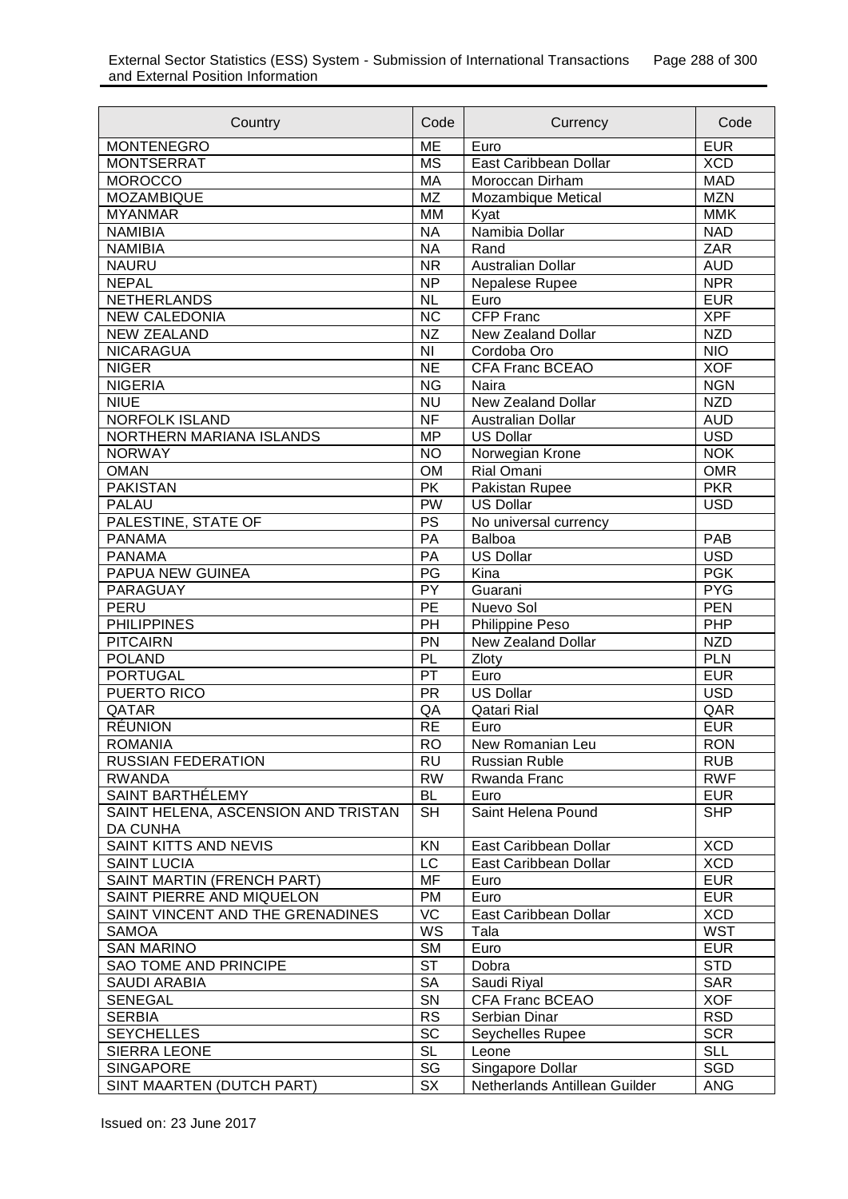| Country | Code | Currency | Code |
|---|---|---|---|
| MONTENEGRO | ME | Euro | EUR |
| MONTSERRAT | MS | East Caribbean Dollar | XCD |
| MOROCCO | MA | Moroccan Dirham | MAD |
| MOZAMBIQUE | MZ | Mozambique Metical | MZN |
| MYANMAR | MM | Kyat | MMK |
| NAMIBIA | NA | Namibia Dollar | NAD |
| NAMIBIA | NA | Rand | ZAR |
| NAURU | NR | Australian Dollar | AUD |
| NEPAL | NP | Nepalese Rupee | NPR |
| NETHERLANDS | NL | Euro | EUR |
| NEW CALEDONIA | NC | CFP Franc | XPF |
| NEW ZEALAND | NZ | New Zealand Dollar | NZD |
| NICARAGUA | NI | Cordoba Oro | NIO |
| NIGER | NE | CFA Franc BCEAO | XOF |
| NIGERIA | NG | Naira | NGN |
| NIUE | NU | New Zealand Dollar | NZD |
| NORFOLK ISLAND | NF | Australian Dollar | AUD |
| NORTHERN MARIANA ISLANDS | MP | US Dollar | USD |
| NORWAY | NO | Norwegian Krone | NOK |
| OMAN | OM | Rial Omani | OMR |
| PAKISTAN | PK | Pakistan Rupee | PKR |
| PALAU | PW | US Dollar | USD |
| PALESTINE, STATE OF | PS | No universal currency | |
| PANAMA | PA | Balboa | PAB |
| PANAMA | PA | US Dollar | USD |
| PAPUA NEW GUINEA | PG | Kina | PGK |
| PARAGUAY | PY | Guarani | PYG |
| PERU | PE | Nuevo Sol | PEN |
| PHILIPPINES | PH | Philippine Peso | PHP |
| PITCAIRN | PN | New Zealand Dollar | NZD |
| POLAND | PL | Zloty | PLN |
| PORTUGAL | PT | Euro | EUR |
| PUERTO RICO | PR | US Dollar | USD |
| QATAR | QA | Qatari Rial | QAR |
| RÉUNION | RE | Euro | EUR |
| ROMANIA | RO | New Romanian Leu | RON |
| RUSSIAN FEDERATION | RU | Russian Ruble | RUB |
| RWANDA | RW | Rwanda Franc | RWF |
| SAINT BARTHÉLEMY | BL | Euro | EUR |
| SAINT HELENA, ASCENSION AND TRISTAN DA CUNHA | SH | Saint Helena Pound | SHP |
| SAINT KITTS AND NEVIS | KN | East Caribbean Dollar | XCD |
| SAINT LUCIA | LC | East Caribbean Dollar | XCD |
| SAINT MARTIN (FRENCH PART) | MF | Euro | EUR |
| SAINT PIERRE AND MIQUELON | PM | Euro | EUR |
| SAINT VINCENT AND THE GRENADINES | VC | East Caribbean Dollar | XCD |
| SAMOA | WS | Tala | WST |
| SAN MARINO | SM | Euro | EUR |
| SAO TOME AND PRINCIPE | ST | Dobra | STD |
| SAUDI ARABIA | SA | Saudi Riyal | SAR |
| SENEGAL | SN | CFA Franc BCEAO | XOF |
| SERBIA | RS | Serbian Dinar | RSD |
| SEYCHELLES | SC | Seychelles Rupee | SCR |
| SIERRA LEONE | SL | Leone | SLL |
| SINGAPORE | SG | Singapore Dollar | SGD |
| SINT MAARTEN (DUTCH PART) | SX | Netherlands Antillean Guilder | ANG |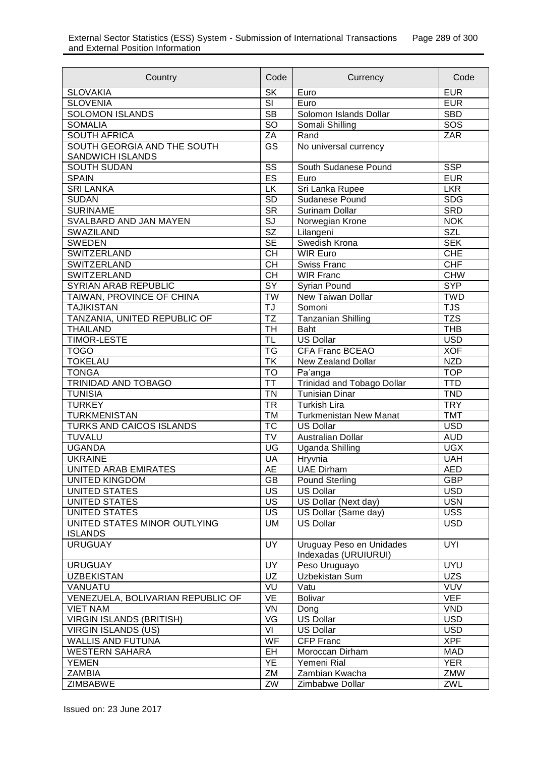| Country | Code | Currency | Code |
|---|---|---|---|
| SLOVAKIA | SK | Euro | EUR |
| SLOVENIA | SI | Euro | EUR |
| SOLOMON ISLANDS | SB | Solomon Islands Dollar | SBD |
| SOMALIA | SO | Somali Shilling | SOS |
| SOUTH AFRICA | ZA | Rand | ZAR |
| SOUTH GEORGIA AND THE SOUTH SANDWICH ISLANDS | GS | No universal currency | |
| SOUTH SUDAN | SS | South Sudanese Pound | SSP |
| SPAIN | ES | Euro | EUR |
| SRI LANKA | LK | Sri Lanka Rupee | LKR |
| SUDAN | SD | Sudanese Pound | SDG |
| SURINAME | SR | Surinam Dollar | SRD |
| SVALBARD AND JAN MAYEN | SJ | Norwegian Krone | NOK |
| SWAZILAND | SZ | Lilangeni | SZL |
| SWEDEN | SE | Swedish Krona | SEK |
| SWITZERLAND | CH | WIR Euro | CHE |
| SWITZERLAND | CH | Swiss Franc | CHF |
| SWITZERLAND | CH | WIR Franc | CHW |
| SYRIAN ARAB REPUBLIC | SY | Syrian Pound | SYP |
| TAIWAN, PROVINCE OF CHINA | TW | New Taiwan Dollar | TWD |
| TAJIKISTAN | TJ | Somoni | TJS |
| TANZANIA, UNITED REPUBLIC OF | TZ | Tanzanian Shilling | TZS |
| THAILAND | TH | Baht | THB |
| TIMOR-LESTE | TL | US Dollar | USD |
| TOGO | TG | CFA Franc BCEAO | XOF |
| TOKELAU | TK | New Zealand Dollar | NZD |
| TONGA | TO | Pa'anga | TOP |
| TRINIDAD AND TOBAGO | TT | Trinidad and Tobago Dollar | TTD |
| TUNISIA | TN | Tunisian Dinar | TND |
| TURKEY | TR | Turkish Lira | TRY |
| TURKMENISTAN | TM | Turkmenistan New Manat | TMT |
| TURKS AND CAICOS ISLANDS | TC | US Dollar | USD |
| TUVALU | TV | Australian Dollar | AUD |
| UGANDA | UG | Uganda Shilling | UGX |
| UKRAINE | UA | Hryvnia | UAH |
| UNITED ARAB EMIRATES | AE | UAE Dirham | AED |
| UNITED KINGDOM | GB | Pound Sterling | GBP |
| UNITED STATES | US | US Dollar | USD |
| UNITED STATES | US | US Dollar (Next day) | USN |
| UNITED STATES | US | US Dollar (Same day) | USS |
| UNITED STATES MINOR OUTLYING ISLANDS | UM | US Dollar | USD |
| URUGUAY | UY | Uruguay Peso en Unidades Indexadas (URUIURUI) | UYI |
| URUGUAY | UY | Peso Uruguayo | UYU |
| UZBEKISTAN | UZ | Uzbekistan Sum | UZS |
| VANUATU | VU | Vatu | VUV |
| VENEZUELA, BOLIVARIAN REPUBLIC OF | VE | Bolivar | VEF |
| VIET NAM | VN | Dong | VND |
| VIRGIN ISLANDS (BRITISH) | VG | US Dollar | USD |
| VIRGIN ISLANDS (US) | VI | US Dollar | USD |
| WALLIS AND FUTUNA | WF | CFP Franc | XPF |
| WESTERN SAHARA | EH | Moroccan Dirham | MAD |
| YEMEN | YE | Yemeni Rial | YER |
| ZAMBIA | ZM | Zambian Kwacha | ZMW |
| ZIMBABWE | ZW | Zimbabwe Dollar | ZWL |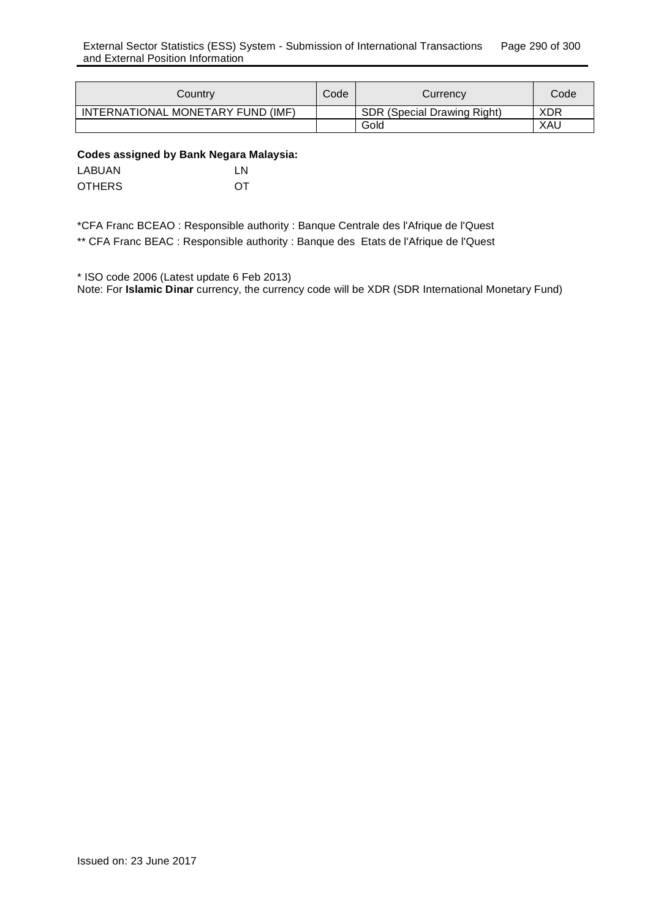| Country | Code | Currency | Code |
|---|---|---|---|
| INTERNATIONAL MONETARY FUND (IMF) | | SDR (Special Drawing Right) | XDR |
| | | Gold | XAU |

**Codes assigned by Bank Negara Malaysia:**

| | |
|---|---|
| LABUAN | LN |
| OTHERS | OT |

*CFA Franc BCEAO : Responsible authority : Banque Centrale des l'Afrique de l'Quest

** CFA Franc BEAC : Responsible authority : Banque des Etats de l'Afrique de l'Quest

* ISO code 2006 (Latest update 6 Feb 2013)

Note: For **Islamic Dinar** currency, the currency code will be XDR (SDR International Monetary Fund)

Issued on: 23 June 2017